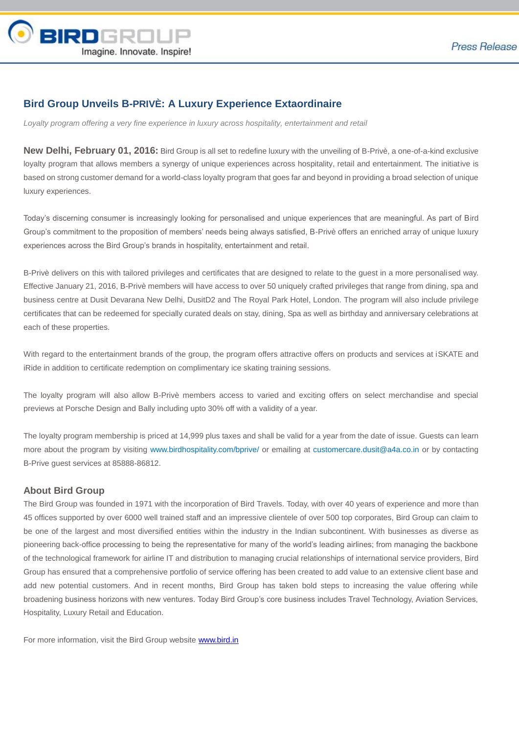# Bird Group Unveils B-PRIVÈ: A Luxury Experience Extaordinaire

*Loyalty program offering a very fine experience in luxury across hospitality, entertainment and retail*

**New Delhi, February 01, 2016:** Bird Group is all set to redefine luxury with the unveiling of B-Privè, a one-of-a-kind exclusive loyalty program that allows members a synergy of unique experiences across hospitality, retail and entertainment. The initiative is based on strong customer demand for a world-class loyalty program that goes far and beyond in providing a broad selection of unique luxury experiences.

Today's discerning consumer is increasingly looking for personalised and unique experiences that are meaningful. As part of Bird Group's commitment to the proposition of members' needs being always satisfied, B-Privè offers an enriched array of unique luxury experiences across the Bird Group's brands in hospitality, entertainment and retail.

B-Privè delivers on this with tailored privileges and certificates that are designed to relate to the guest in a more personalised way. Effective January 21, 2016, B-Privè members will have access to over 50 uniquely crafted privileges that range from dining, spa and business centre at Dusit Devarana New Delhi, DusitD2 and The Royal Park Hotel, London. The program will also include privilege certificates that can be redeemed for specially curated deals on stay, dining, Spa as well as birthday and anniversary celebrations at each of these properties.

With regard to the entertainment brands of the group, the program offers attractive offers on products and services at iSKATE and iRide in addition to certificate redemption on complimentary ice skating training sessions.

The loyalty program will also allow B-Privè members access to varied and exciting offers on select merchandise and special previews at Porsche Design and Bally including upto 30% off with a validity of a year.

The loyalty program membership is priced at 14,999 plus taxes and shall be valid for a year from the date of issue. Guests can learn more about the program by visiting www.birdhospitality.com/bprive/ or emailing at customercare.dusit@a4a.co.in or by contacting B-Prive guest services at 85888-86812.

## About Bird Group

The Bird Group was founded in 1971 with the incorporation of Bird Travels. Today, with over 40 years of experience and more than 45 offices supported by over 6000 well trained staff and an impressive clientele of over 500 top corporates, Bird Group can claim to be one of the largest and most diversified entities within the industry in the Indian subcontinent. With businesses as diverse as pioneering back-office processing to being the representative for many of the world's leading airlines; from managing the backbone of the technological framework for airline IT and distribution to managing crucial relationships of international service providers, Bird Group has ensured that a comprehensive portfolio of service offering has been created to add value to an extensive client base and add new potential customers. And in recent months, Bird Group has taken bold steps to increasing the value offering while broadening business horizons with new ventures. Today Bird Group's core business includes Travel Technology, Aviation Services, Hospitality, Luxury Retail and Education.

For more information, visit the Bird Group website www.bird.in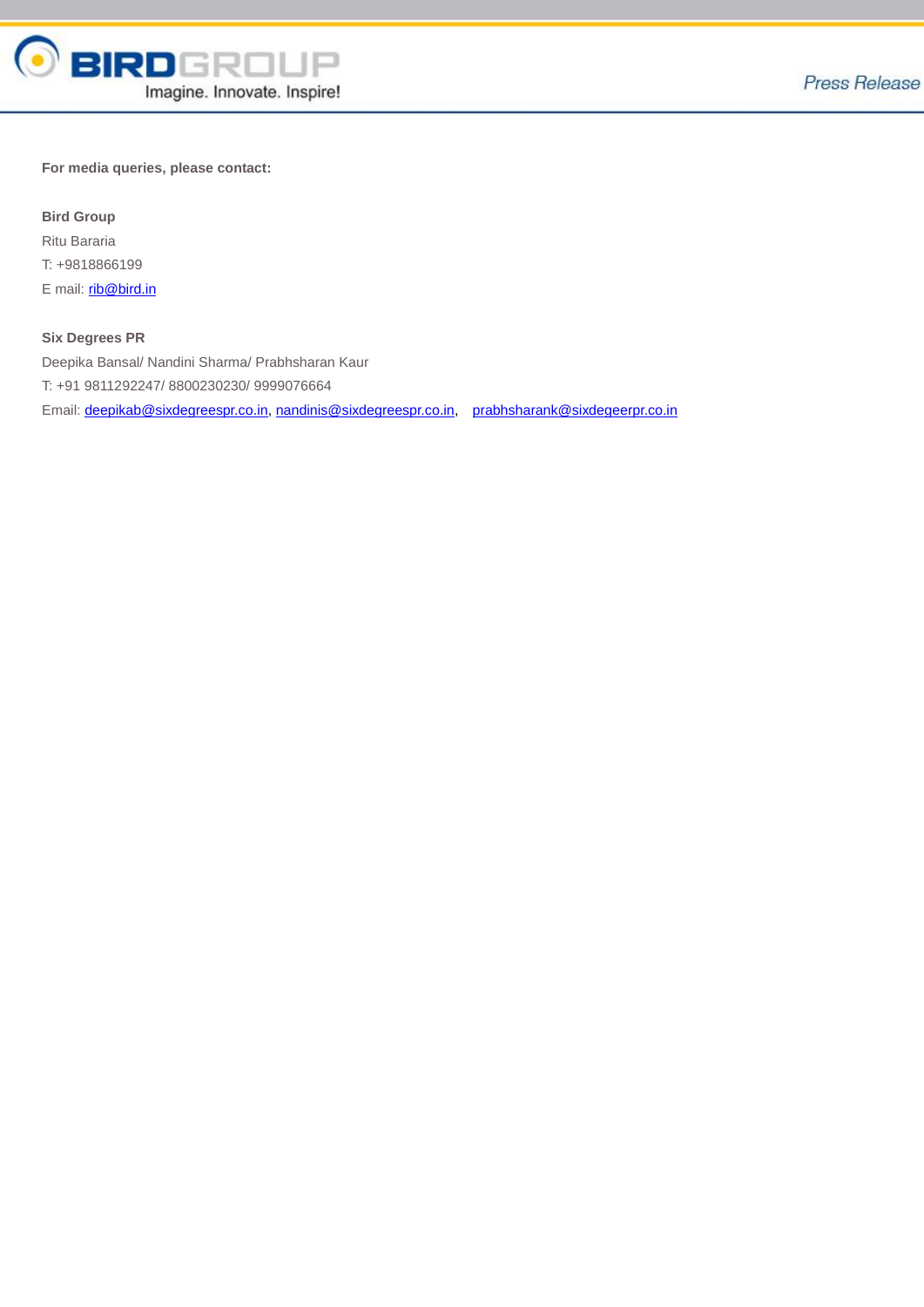**For media queries, please contact:**

**Bird Group**
Ritu Bararia
T: +9818866199
E mail: rib@bird.in

**Six Degrees PR**
Deepika Bansal/ Nandini Sharma/ Prabhsharan Kaur
T: +91 9811292247/ 8800230230/ 9999076664
Email: deepikab@sixdegreespr.co.in, nandinis@sixdegreespr.co.in, prabhsharank@sixdegeerpr.co.in